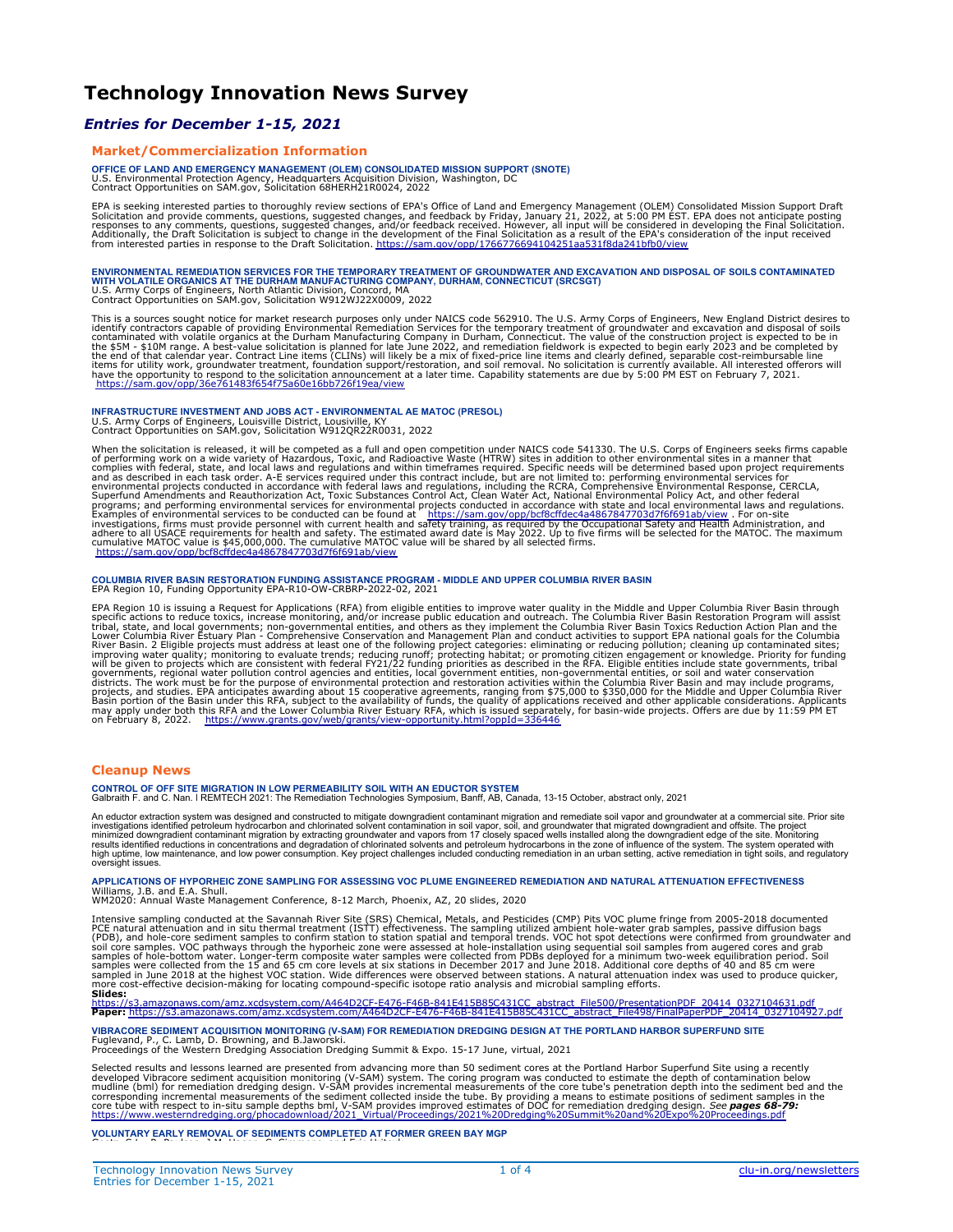# Technology Innovation News Survey

## *Entries for December 1-15, 2021*

### Market/Commercialization Information

**OFFICE OF LAND AND EMERGENCY MANAGEMENT (OLEM) CONSOLIDATED MISSION SUPPORT (SNOTE)**
U.S. Environmental Protection Agency, Headquarters Acquisition Division, Washington, DC
Contract Opportunities on SAM.gov, Solicitation 68HERH21R0024, 2022

EPA is seeking interested parties to thoroughly review sections of EPA's Office of Land and Emergency Management (OLEM) Consolidated Mission Support Draft Solicitation and provide comments, questions, suggested changes, and feedback by Friday, January 21, 2022, at 5:00 PM EST. EPA does not anticipate posting responses to any comments, questions, suggested changes, and/or feedback received. However, all input will be considered in developing the Final Solicitation. Additionally, the Draft Solicitation is subject to change in the development of the Final Solicitation as a result of the EPA's consideration of the input received from interested parties in response to the Draft Solicitation. https://sam.gov/opp/1766776694104251aa531f8da241bfb0/view

**ENVIRONMENTAL REMEDIATION SERVICES FOR THE TEMPORARY TREATMENT OF GROUNDWATER AND EXCAVATION AND DISPOSAL OF SOILS CONTAMINATED WITH VOLATILE ORGANICS AT THE DURHAM MANUFACTURING COMPANY, DURHAM, CONNECTICUT (SRCSGT)**
U.S. Army Corps of Engineers, North Atlantic Division, Concord, MA
Contract Opportunities on SAM.gov, Solicitation W912WJ22X0009, 2022

This is a sources sought notice for market research purposes only under NAICS code 562910. The U.S. Army Corps of Engineers, New England District desires to identify contractors capable of providing Environmental Remediation Services for the temporary treatment of groundwater and excavation and disposal of soils contaminated with volatile organics at the Durham Manufacturing Company in Durham, Connecticut. The value of the construction project is expected to be in the $5M - $10M range. A best-value solicitation is planned for late June 2022, and remediation fieldwork is expected to begin early 2023 and be completed by the end of that calendar year. Contract Line items (CLINs) will likely be a mix of fixed-price line items and clearly defined, separable cost-reimbursable line items for utility work, groundwater treatment, foundation support/restoration, and soil removal. No solicitation is currently available. All interested offerors will have the opportunity to respond to the solicitation announcement at a later time. Capability statements are due by 5:00 PM EST on February 7, 2021. https://sam.gov/opp/36e761483f654f75a60e16bb726f19ea/view

**INFRASTRUCTURE INVESTMENT AND JOBS ACT - ENVIRONMENTAL AE MATOC (PRESOL)**
U.S. Army Corps of Engineers, Louisville District, Lousiville, KY
Contract Opportunities on SAM.gov, Solicitation W912QR22R0031, 2022

When the solicitation is released, it will be competed as a full and open competition under NAICS code 541330. The U.S. Corps of Engineers seeks firms capable of performing work on a wide variety of Hazardous, Toxic, and Radioactive Waste (HTRW) sites in addition to other environmental sites in a manner that complies with federal, state, and local laws and regulations and within timeframes required. Specific needs will be determined based upon project requirements and as described in each task order. A-E services required under this contract include, but are not limited to: performing environmental services for environmental projects conducted in accordance with federal laws and regulations, including the RCRA, Comprehensive Environmental Response, CERCLA, Superfund Amendments and Reauthorization Act, Toxic Substances Control Act, Clean Water Act, National Environmental Policy Act, and other federal programs; and performing environmental services for environmental projects conducted in accordance with state and local environmental laws and regulations. Examples of environmental services to be conducted can be found at https://sam.gov/opp/bcf8cffdec4a4867847703d7f6f691ab/view . For on-site investigations, firms must provide personnel with current health and safety training, as required by the Occupational Safety and Health Administration, and adhere to all USACE requirements for health and safety. The estimated award date is May 2022. Up to five firms will be selected for the MATOC. The maximum cumulative MATOC value is $45,000,000. The cumulative MATOC value will be shared by all selected firms. https://sam.gov/opp/bcf8cffdec4a4867847703d7f6f691ab/view

**COLUMBIA RIVER BASIN RESTORATION FUNDING ASSISTANCE PROGRAM - MIDDLE AND UPPER COLUMBIA RIVER BASIN**
EPA Region 10, Funding Opportunity EPA-R10-OW-CRBRP-2022-02, 2021

EPA Region 10 is issuing a Request for Applications (RFA) from eligible entities to improve water quality in the Middle and Upper Columbia River Basin through specific actions to reduce toxics, increase monitoring, and/or increase public education and outreach. The Columbia River Basin Restoration Program will assist tribal, state, and local governments; non-governmental entities, and others as they implement the Columbia River Basin Toxics Reduction Action Plan and the Lower Columbia River Estuary Plan - Comprehensive Conservation and Management Plan and conduct activities to support EPA national goals for the Columbia River Basin. 2 Eligible projects must address at least one of the following project categories: eliminating or reducing pollution; cleaning up contaminated sites; improving water quality; monitoring to evaluate trends; reducing runoff; protecting habitat; or promoting citizen engagement or knowledge. Priority for funding will be given to projects which are consistent with federal FY21/22 funding priorities as described in the RFA. Eligible entities include state governments, tribal governments, regional water pollution control agencies and entities, local government entities, non-governmental entities, or soil and water conservation districts. The work must be for the purpose of environmental protection and restoration activities within the Columbia River Basin and may include programs, projects, and studies. EPA anticipates awarding about 15 cooperative agreements, ranging from $75,000 to $350,000 for the Middle and Upper Columbia River Basin portion of the Basin under this RFA, subject to the availability of funds, the quality of applications received and other applicable considerations. Applicants may apply under both this RFA and the Lower Columbia River Estuary RFA, which is issued separately, for basin-wide projects. Offers are due by 11:59 PM ET on February 8, 2022. https://www.grants.gov/web/grants/view-opportunity.html?oppId=336446

### Cleanup News

**CONTROL OF OFF SITE MIGRATION IN LOW PERMEABILITY SOIL WITH AN EDUCTOR SYSTEM**
Galbraith F. and C. Nan. l REMTECH 2021: The Remediation Technologies Symposium, Banff, AB, Canada, 13-15 October, abstract only, 2021

An eductor extraction system was designed and constructed to mitigate downgradient contaminant migration and remediate soil vapor and groundwater at a commercial site. Prior site investigations identified petroleum hydrocarbon and chlorinated solvent contamination in soil vapor, soil, and groundwater that migrated downgradient and offsite. The project minimized downgradient contaminant migration by extracting groundwater and vapors from 17 closely spaced wells installed along the downgradient edge of the site. Monitoring results identified reductions in concentrations and degradation of chlorinated solvents and petroleum hydrocarbons in the zone of influence of the system. The system operated with high uptime, low maintenance, and low power consumption. Key project challenges included conducting remediation in an urban setting, active remediation in tight soils, and regulatory oversight issues.

**APPLICATIONS OF HYPORHEIC ZONE SAMPLING FOR ASSESSING VOC PLUME ENGINEERED REMEDIATION AND NATURAL ATTENUATION EFFECTIVENESS**
Williams, J.B. and E.A. Shull.
WM2020: Annual Waste Management Conference, 8-12 March, Phoenix, AZ, 20 slides, 2020

Intensive sampling conducted at the Savannah River Site (SRS) Chemical, Metals, and Pesticides (CMP) Pits VOC plume fringe from 2005-2018 documented PCE natural attenuation and in situ thermal treatment (ISTT) effectiveness. The sampling utilized ambient hole-water grab samples, passive diffusion bags (PDB), and hole-core sediment samples to confirm station to station spatial and temporal trends. VOC hot spot detections were confirmed from groundwater and soil core samples. VOC pathways through the hyporheic zone were assessed at hole-installation using sequential soil samples from augered cores and grab samples of hole-bottom water. Longer-term composite water samples were collected from PDBs deployed for a minimum two-week equilibration period. Soil samples were collected from the 15 and 65 cm core levels at six stations in December 2017 and June 2018. Additional core depths of 40 and 85 cm were sampled in June 2018 at the highest VOC station. Wide differences were observed between stations. A natural attenuation index was used to produce quicker, more cost-effective decision-making for locating compound-specific isotope ratio analysis and microbial sampling efforts.
**Slides:**
https://s3.amazonaws.com/amz.xcdsystem.com/A464D2CF-E476-F46B-841E415B85C431CC_abstract_File500/PresentationPDF_20414_0327104631.pdf
**Paper:** https://s3.amazonaws.com/amz.xcdsystem.com/A464D2CF-E476-F46B-841E415B85C431CC_abstract_File498/FinalPaperPDF_20414_0327104927.pdf

**VIBRACORE SEDIMENT ACQUISITION MONITORING (V-SAM) FOR REMEDIATION DREDGING DESIGN AT THE PORTLAND HARBOR SUPERFUND SITE**
Fuglevand, P., C. Lamb, D. Browning, and B.Jaworski.
Proceedings of the Western Dredging Association Dredging Summit & Expo. 15-17 June, virtual, 2021

Selected results and lessons learned are presented from advancing more than 50 sediment cores at the Portland Harbor Superfund Site using a recently developed Vibracore sediment acquisition monitoring (V-SAM) system. The coring program was conducted to estimate the depth of contamination below mudline (bml) for remediation dredging design. V-SAM provides incremental measurements of the core tube's penetration depth into the sediment bed and the corresponding incremental measurements of the sediment collected inside the tube. By providing a means to estimate positions of sediment samples in the core tube with respect to in-situ sample depths bml, V-SAM provides improved estimates of DOC for remediation dredging design. See ***pages 68-79:*** https://www.westerndredging.org/phocadownload/2021_Virtual/Proceedings/2021%20Dredging%20Summit%20and%20Expo%20Proceedings.pdf

**VOLUNTARY EARLY REMOVAL OF SEDIMENTS COMPLETED AT FORMER GREEN BAY MGP**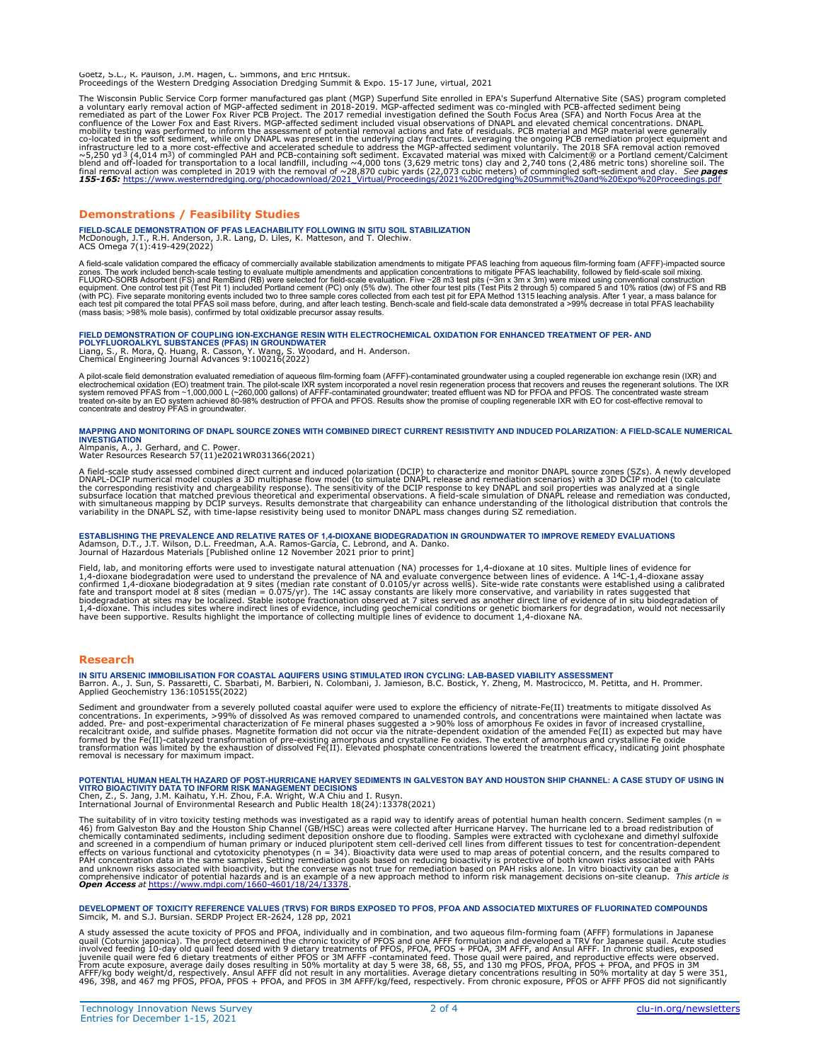Goetz, S.L., R. Paulson, J.M. Hagen, C. Simmons, and Eric Hritsuk.
Proceedings of the Western Dredging Association Dredging Summit & Expo. 15-17 June, virtual, 2021

The Wisconsin Public Service Corp former manufactured gas plant (MGP) Superfund Site enrolled in EPA's Superfund Alternative Site (SAS) program completed a voluntary early removal action of MGP-affected sediment in 2018-2019. MGP-affected sediment was co-mingled with PCB-affected sediment being remediated as part of the Lower Fox River PCB Project. The 2017 remedial investigation defined the South Focus Area (SFA) and North Focus Area at the confluence of the Lower Fox and East Rivers. MGP-affected sediment included visual observations of DNAPL and elevated chemical concentrations. DNAPL mobility testing was performed to inform the assessment of potential removal actions and fate of residuals. PCB material and MGP material were generally co-located in the soft sediment, while only DNAPL was present in the underlying clay fractures. Leveraging the ongoing PCB remediation project equipment and infrastructure led to a more cost-effective and accelerated schedule to address the MGP-affected sediment voluntarily. The 2018 SFA removal action removed ~5,250 $yd^3$ (4,014 $m^3$) of commingled PAH and PCB-containing soft sediment. Excavated material was mixed with Calciment® or a Portland cement/Calciment blend and off-loaded for transportation to a local landfill, including ~4,000 tons (3,629 metric tons) clay and 2,740 tons (2,486 metric tons) shoreline soil. The final removal action was completed in 2019 with the removal of ~28,870 cubic yards (22,073 cubic meters) of commingled soft-sediment and clay. *See* ***pages 155-165:*** https://www.westerndredging.org/phocadownload/2021_Virtual/Proceedings/2021%20Dredging%20Summit%20and%20Expo%20Proceedings.pdf

## Demonstrations / Feasibility Studies

### FIELD-SCALE DEMONSTRATION OF PFAS LEACHABILITY FOLLOWING IN SITU SOIL STABILIZATION

McDonough, J.T., R.H. Anderson, J.R. Lang, D. Liles, K. Matteson, and T. Olechiw.
ACS Omega 7(1):419-429(2022)

A field-scale validation compared the efficacy of commercially available stabilization amendments to mitigate PFAS leaching from aqueous film-forming foam (AFFF)-impacted source zones. The work included bench-scale testing to evaluate multiple amendments and application concentrations to mitigate PFAS leachability, followed by field-scale soil mixing. FLUORO-SORB Adsorbent (FS) and RemBind (RB) were selected for field-scale evaluation. Five ~28 m3 test pits (~3m x 3m x 3m) were mixed using conventional construction equipment. One control test pit (Test Pit 1) included Portland cement (PC) only (5% dw). The other four test pits (Test Pits 2 through 5) compared 5 and 10% ratios (dw) of FS and RB (with PC). Five separate monitoring events included two to three sample cores collected from each test pit for EPA Method 1315 leaching analysis. After 1 year, a mass balance for each test pit compared the total PFAS soil mass before, during, and after leach testing. Bench-scale and field-scale data demonstrated a >99% decrease in total PFAS leachability (mass basis; >98% mole basis), confirmed by total oxidizable precursor assay results.

### FIELD DEMONSTRATION OF COUPLING ION-EXCHANGE RESIN WITH ELECTROCHEMICAL OXIDATION FOR ENHANCED TREATMENT OF PER- AND POLYFLUOROALKYL SUBSTANCES (PFAS) IN GROUNDWATER

Liang, S., R. Mora, Q. Huang, R. Casson, Y. Wang, S. Woodard, and H. Anderson.
Chemical Engineering Journal Advances 9:100216(2022)

A pilot-scale field demonstration evaluated remediation of aqueous film-forming foam (AFFF)-contaminated groundwater using a coupled regenerable ion exchange resin (IXR) and electrochemical oxidation (EO) treatment train. The pilot-scale IXR system incorporated a novel resin regeneration process that recovers and reuses the regenerant solutions. The IXR system removed PFAS from ~1,000,000 L (~260,000 gallons) of AFFF-contaminated groundwater; treated effluent was ND for PFOA and PFOS. The concentrated waste stream treated on-site by an EO system achieved 80-98% destruction of PFOA and PFOS. Results show the promise of coupling regenerable IXR with EO for cost-effective removal to concentrate and destroy PFAS in groundwater.

### MAPPING AND MONITORING OF DNAPL SOURCE ZONES WITH COMBINED DIRECT CURRENT RESISTIVITY AND INDUCED POLARIZATION: A FIELD-SCALE NUMERICAL INVESTIGATION

Almpanis, A., J. Gerhard, and C. Power.
Water Resources Research 57(11)e2021WR031366(2021)

A field-scale study assessed combined direct current and induced polarization (DCIP) to characterize and monitor DNAPL source zones (SZs). A newly developed DNAPL-DCIP numerical model couples a 3D multiphase flow model (to simulate DNAPL release and remediation scenarios) with a 3D DCIP model (to calculate the corresponding resistivity and chargeability response). The sensitivity of the DCIP response to key DNAPL and soil properties was analyzed at a single subsurface location that matched previous theoretical and experimental observations. A field-scale simulation of DNAPL release and remediation was conducted, with simultaneous mapping by DCIP surveys. Results demonstrate that chargeability can enhance understanding of the lithological distribution that controls the variability in the DNAPL SZ, with time-lapse resistivity being used to monitor DNAPL mass changes during SZ remediation.

### ESTABLISHING THE PREVALENCE AND RELATIVE RATES OF 1,4-DIOXANE BIODEGRADATION IN GROUNDWATER TO IMPROVE REMEDY EVALUATIONS

Adamson, D.T., J.T. Wilson, D.L. Freedman, A.A. Ramos-García, C. Lebrond, and A. Danko.
Journal of Hazardous Materials [Published online 12 November 2021 prior to print]

Field, lab, and monitoring efforts were used to investigate natural attenuation (NA) processes for 1,4-dioxane at 10 sites. Multiple lines of evidence for 1,4-dioxane biodegradation were used to understand the prevalence of NA and evaluate convergence between lines of evidence. A $^{14}$C-1,4-dioxane assay confirmed 1,4-dioxane biodegradation at 9 sites (median rate constant of 0.0105/yr across wells). Site-wide rate constants were established using a calibrated fate and transport model at 8 sites (median = 0.075/yr). The $^{14}$C assay constants are likely more conservative, and variability in rates suggested that biodegradation at sites may be localized. Stable isotope fractionation observed at 7 sites served as another direct line of evidence of in situ biodegradation of 1,4-dioxane. This includes sites where indirect lines of evidence, including geochemical conditions or genetic biomarkers for degradation, would not necessarily have been supportive. Results highlight the importance of collecting multiple lines of evidence to document 1,4-dioxane NA.

## Research

### IN SITU ARSENIC IMMOBILISATION FOR COASTAL AQUIFERS USING STIMULATED IRON CYCLING: LAB-BASED VIABILITY ASSESSMENT

Barron. A., J. Sun, S. Passaretti, C. Sbarbati, M. Barbieri, N. Colombani, J. Jamieson, B.C. Bostick, Y. Zheng, M. Mastrocicco, M. Petitta, and H. Prommer.
Applied Geochemistry 136:105155(2022)

Sediment and groundwater from a severely polluted coastal aquifer were used to explore the efficiency of nitrate-Fe(II) treatments to mitigate dissolved As concentrations. In experiments, >99% of dissolved As was removed compared to unamended controls, and concentrations were maintained when lactate was added. Pre- and post-experimental characterization of Fe mineral phases suggested a >90% loss of amorphous Fe oxides in favor of increased crystalline, recalcitrant oxide, and sulfide phases. Magnetite formation did not occur via the nitrate-dependent oxidation of the amended Fe(II) as expected but may have formed by the Fe(II)-catalyzed transformation of pre-existing amorphous and crystalline Fe oxides. The extent of amorphous and crystalline Fe oxide transformation was limited by the exhaustion of dissolved Fe(II). Elevated phosphate concentrations lowered the treatment efficacy, indicating joint phosphate removal is necessary for maximum impact.

### POTENTIAL HUMAN HEALTH HAZARD OF POST-HURRICANE HARVEY SEDIMENTS IN GALVESTON BAY AND HOUSTON SHIP CHANNEL: A CASE STUDY OF USING IN VITRO BIOACTIVITY DATA TO INFORM RISK MANAGEMENT DECISIONS

Chen, Z., S. Jang, J.M. Kaihatu, Y.H. Zhou, F.A. Wright, W.A Chiu and I. Rusyn.
International Journal of Environmental Research and Public Health 18(24):13378(2021)

The suitability of in vitro toxicity testing methods was investigated as a rapid way to identify areas of potential human health concern. Sediment samples (n = 46) from Galveston Bay and the Houston Ship Channel (GB/HSC) areas were collected after Hurricane Harvey. The hurricane led to a broad redistribution of chemically contaminated sediments, including sediment deposition onshore due to flooding. Samples were extracted with cyclohexane and dimethyl sulfoxide and screened in a compendium of human primary or induced pluripotent stem cell-derived cell lines from different tissues to test for concentration-dependent effects on various functional and cytotoxicity phenotypes (n = 34). Bioactivity data were used to map areas of potential concern, and the results compared to PAH concentration data in the same samples. Setting remediation goals based on reducing bioactivity is protective of both known risks associated with PAHs and unknown risks associated with bioactivity, but the converse was not true for remediation based on PAH risks alone. In vitro bioactivity can be a comprehensive indicator of potential hazards and is an example of a new approach method to inform risk management decisions on-site cleanup. *This article is* ***Open Access*** *at* https://www.mdpi.com/1660-4601/18/24/13378.

### DEVELOPMENT OF TOXICITY REFERENCE VALUES (TRVS) FOR BIRDS EXPOSED TO PFOS, PFOA AND ASSOCIATED MIXTURES OF FLUORINATED COMPOUNDS

Simcik, M. and S.J. Bursian. SERDP Project ER-2624, 128 pp, 2021

A study assessed the acute toxicity of PFOS and PFOA, individually and in combination, and two aqueous film-forming foam (AFFF) formulations in Japanese quail (Coturnix japonica). The project determined the chronic toxicity of PFOS and one AFFF formulation and developed a TRV for Japanese quail. Acute studies involved feeding 10-day old quail feed dosed with 9 dietary treatments of PFOS, PFOA, PFOS + PFOA, 3M AFFF, and Ansul AFFF. In chronic studies, exposed juvenile quail were fed 6 dietary treatments of either PFOS or 3M AFFF -contaminated feed. Those quail were paired, and reproductive effects were observed. From acute exposure, average daily doses resulting in 50% mortality at day 5 were 38, 68, 55, and 130 mg PFOS, PFOA, PFOS + PFOA, and PFOS in 3M AFFF/kg body weight/d, respectively. Ansul AFFF did not result in any mortalities. Average dietary concentrations resulting in 50% mortality at day 5 were 351, 496, 398, and 467 mg PFOS, PFOA, PFOS + PFOA, and PFOS in 3M AFFF/kg/feed, respectively. From chronic exposure, PFOS or AFFF PFOS did not significantly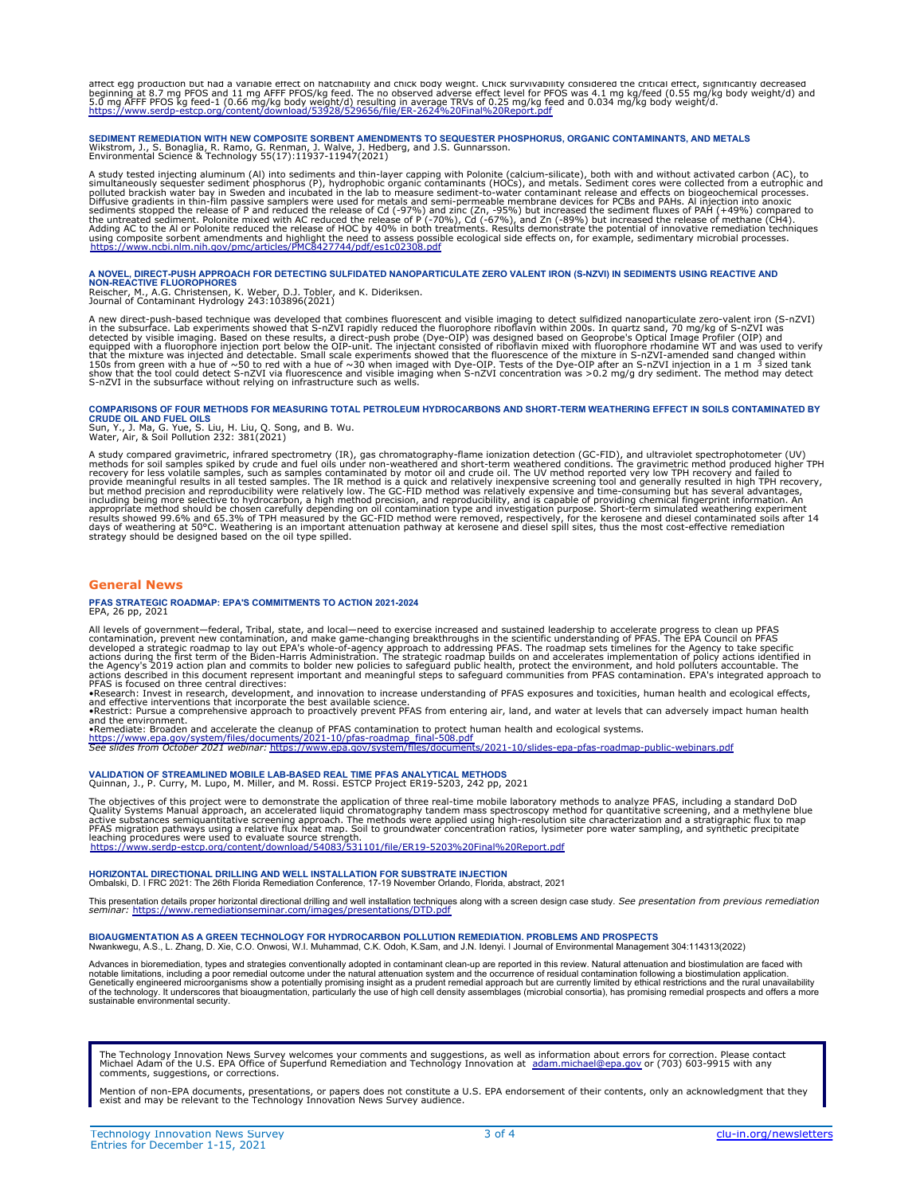affect egg production but had a variable effect on hatchability and chick body weight. Chick survivability considered the critical effect, significantly decreased beginning at 8.7 mg PFOS and 11 mg AFFF PFOS/kg feed. The no observed adverse effect level for PFOS was 4.1 mg kg/feed (0.55 mg/kg body weight/d) and 5.0 mg AFFF PFOS kg feed-1 (0.66 mg/kg body weight/d) resulting in average TRVs of 0.25 mg/kg feed and 0.034 mg/kg body weight/d.
https://www.serdp-estcp.org/content/download/53928/529656/file/ER-2624%20Final%20Report.pdf

**SEDIMENT REMEDIATION WITH NEW COMPOSITE SORBENT AMENDMENTS TO SEQUESTER PHOSPHORUS, ORGANIC CONTAMINANTS, AND METALS**
Wikstrom, J., S. Bonaglia, R. Ramo, G. Renman, J. Walve, J. Hedberg, and J.S. Gunnarsson.
Environmental Science & Technology 55(17):11937-11947(2021)

A study tested injecting aluminum (Al) into sediments and thin-layer capping with Polonite (calcium-silicate), both with and without activated carbon (AC), to simultaneously sequester sediment phosphorus (P), hydrophobic organic contaminants (HOCs), and metals. Sediment cores were collected from a eutrophic and polluted brackish water bay in Sweden and incubated in the lab to measure sediment-to-water contaminant release and effects on biogeochemical processes. Diffusive gradients in thin-film passive samplers were used for metals and semi-permeable membrane devices for PCBs and PAHs. Al injection into anoxic sediments stopped the release of P and reduced the release of Cd (-97%) and zinc (Zn, -95%) but increased the sediment fluxes of PAH (+49%) compared to the untreated sediment. Polonite mixed with AC reduced the release of P (-70%), Cd (-67%), and Zn (-89%) but increased the release of methane ($CH_4$). Adding AC to the Al or Polonite reduced the release of HOC by 40% in both treatments. Results demonstrate the potential of innovative remediation techniques using composite sorbent amendments and highlight the need to assess possible ecological side effects on, for example, sedimentary microbial processes.
https://www.ncbi.nlm.nih.gov/pmc/articles/PMC8427744/pdf/es1c02308.pdf

**A NOVEL, DIRECT-PUSH APPROACH FOR DETECTING SULFIDATED NANOPARTICULATE ZERO VALENT IRON (S-NZVI) IN SEDIMENTS USING REACTIVE AND NON-REACTIVE FLUOROPHORES**
Reischer, M., A.G. Christensen, K. Weber, D.J. Tobler, and K. Dideriksen.
Journal of Contaminant Hydrology 243:103896(2021)

A new direct-push-based technique was developed that combines fluorescent and visible imaging to detect sulfidized nanoparticulate zero-valent iron (S-nZVI) in the subsurface. Lab experiments showed that S-nZVI rapidly reduced the fluorophore riboflavin within 200s. In quartz sand, 70 mg/kg of S-nZVI was detected by visible imaging. Based on these results, a direct-push probe (Dye-OIP) was designed based on Geoprobe's Optical Image Profiler (OIP) and equipped with a fluorophore injection port below the OIP-unit. The injectant consisted of riboflavin mixed with fluorophore rhodamine WT and was used to verify that the mixture was injected and detectable. Small scale experiments showed that the fluorescence of the mixture in S-nZVI-amended sand changed within 150s from green with a hue of ~50 to red with a hue of ~30 when imaged with Dye-OIP. Tests of the Dye-OIP after an S-nZVI injection in a 1 m $^3$ sized tank show that the tool could detect S-nZVI via fluorescence and visible imaging when S-nZVI concentration was >0.2 mg/g dry sediment. The method may detect S-nZVI in the subsurface without relying on infrastructure such as wells.

**COMPARISONS OF FOUR METHODS FOR MEASURING TOTAL PETROLEUM HYDROCARBONS AND SHORT-TERM WEATHERING EFFECT IN SOILS CONTAMINATED BY CRUDE OIL AND FUEL OILS**
Sun, Y., J. Ma, G. Yue, S. Liu, H. Liu, Q. Song, and B. Wu.
Water, Air, & Soil Pollution 232: 381(2021)

A study compared gravimetric, infrared spectrometry (IR), gas chromatography-flame ionization detection (GC-FID), and ultraviolet spectrophotometer (UV) methods for soil samples spiked by crude and fuel oils under non-weathered and short-term weathered conditions. The gravimetric method produced higher TPH recovery for less volatile samples, such as samples contaminated by motor oil and crude oil. The UV method reported very low TPH recovery and failed to provide meaningful results in all tested samples. The IR method is a quick and relatively inexpensive screening tool and generally resulted in high TPH recovery, but method precision and reproducibility were relatively low. The GC-FID method was relatively expensive and time-consuming but has several advantages, including being more selective to hydrocarbon, a high method precision, and reproducibility, and is capable of providing chemical fingerprint information. An appropriate method should be chosen carefully depending on oil contamination type and investigation purpose. Short-term simulated weathering experiment results showed 99.6% and 65.3% of TPH measured by the GC-FID method were removed, respectively, for the kerosene and diesel contaminated soils after 14 days of weathering at 50°C. Weathering is an important attenuation pathway at kerosene and diesel spill sites, thus the most cost-effective remediation strategy should be designed based on the oil type spilled.

## General News

**PFAS STRATEGIC ROADMAP: EPA'S COMMITMENTS TO ACTION 2021-2024**
EPA, 26 pp, 2021

All levels of government—federal, Tribal, state, and local—need to exercise increased and sustained leadership to accelerate progress to clean up PFAS contamination, prevent new contamination, and make game-changing breakthroughs in the scientific understanding of PFAS. The EPA Council on PFAS developed a strategic roadmap to lay out EPA's whole-of-agency approach to addressing PFAS. The roadmap sets timelines for the Agency to take specific actions during the first term of the Biden-Harris Administration. The strategic roadmap builds on and accelerates implementation of policy actions identified in the Agency's 2019 action plan and commits to bolder new policies to safeguard public health, protect the environment, and hold polluters accountable. The actions described in this document represent important and meaningful steps to safeguard communities from PFAS contamination. EPA's integrated approach to PFAS is focused on three central directives:

- Research: Invest in research, development, and innovation to increase understanding of PFAS exposures and toxicities, human health and ecological effects, and effective interventions that incorporate the best available science.
- Restrict: Pursue a comprehensive approach to proactively prevent PFAS from entering air, land, and water at levels that can adversely impact human health and the environment.
- Remediate: Broaden and accelerate the cleanup of PFAS contamination to protect human health and ecological systems.

https://www.epa.gov/system/files/documents/2021-10/pfas-roadmap_final-508.pdf
*See slides from October 2021 webinar:* https://www.epa.gov/system/files/documents/2021-10/slides-epa-pfas-roadmap-public-webinars.pdf

**VALIDATION OF STREAMLINED MOBILE LAB-BASED REAL TIME PFAS ANALYTICAL METHODS**
Quinnan, J., P. Curry, M. Lupo, M. Miller, and M. Rossi. ESTCP Project ER19-5203, 242 pp, 2021

The objectives of this project were to demonstrate the application of three real-time mobile laboratory methods to analyze PFAS, including a standard DoD Quality Systems Manual approach, an accelerated liquid chromatography tandem mass spectroscopy method for quantitative screening, and a methylene blue active substances semiquantitative screening approach. The methods were applied using high-resolution site characterization and a stratigraphic flux to map PFAS migration pathways using a relative flux heat map. Soil to groundwater concentration ratios, lysimeter pore water sampling, and synthetic precipitate leaching procedures were used to evaluate source strength.
https://www.serdp-estcp.org/content/download/54083/531101/file/ER19-5203%20Final%20Report.pdf

**HORIZONTAL DIRECTIONAL DRILLING AND WELL INSTALLATION FOR SUBSTRATE INJECTION**
Ombalski, D. | FRC 2021: The 26th Florida Remediation Conference, 17-19 November Orlando, Florida, abstract, 2021

This presentation details proper horizontal directional drilling and well installation techniques along with a screen design case study. *See presentation from previous remediation seminar:* https://www.remediationseminar.com/images/presentations/DTD.pdf

**BIOAUGMENTATION AS A GREEN TECHNOLOGY FOR HYDROCARBON POLLUTION REMEDIATION. PROBLEMS AND PROSPECTS**
Nwankwegu, A.S., L. Zhang, D. Xie, C.O. Onwosi, W.I. Muhammad, C.K. Odoh, K.Sam, and J.N. Idenyi. | Journal of Environmental Management 304:114313(2022)

Advances in bioremediation, types and strategies conventionally adopted in contaminant clean-up are reported in this review. Natural attenuation and biostimulation are faced with notable limitations, including a poor remedial outcome under the natural attenuation system and the occurrence of residual contamination following a biostimulation application. Genetically engineered microorganisms show a potentially promising insight as a prudent remedial approach but are currently limited by ethical restrictions and the rural unavailability of the technology. It underscores that bioaugmentation, particularly the use of high cell density assemblages (microbial consortia), has promising remedial prospects and offers a more sustainable environmental security.

---

The Technology Innovation News Survey welcomes your comments and suggestions, as well as information about errors for correction. Please contact Michael Adam of the U.S. EPA Office of Superfund Remediation and Technology Innovation at adam.michael@epa.gov or (703) 603-9915 with any comments, suggestions, or corrections.

Mention of non-EPA documents, presentations, or papers does not constitute a U.S. EPA endorsement of their contents, only an acknowledgment that they exist and may be relevant to the Technology Innovation News Survey audience.